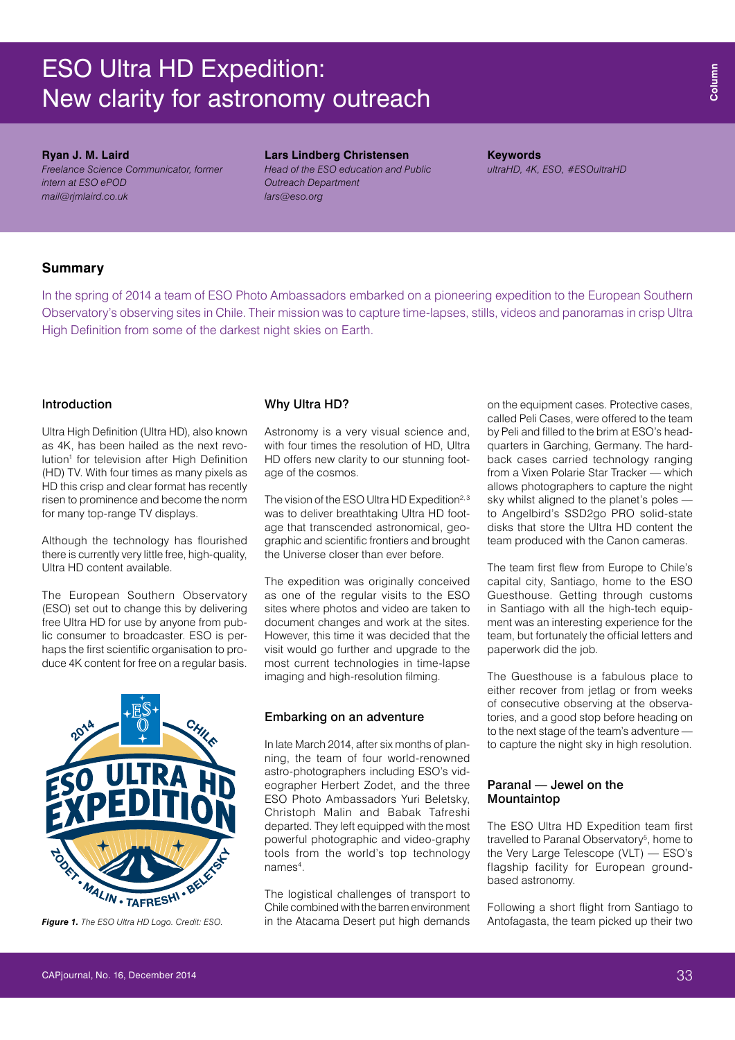# ESO Ultra HD Expedition: New clarity for astronomy outreach

**Ryan J. M. Laird**
*Freelance Science Communicator, former intern at ESO ePOD*
*mail@rjmlaird.co.uk*

**Lars Lindberg Christensen**
*Head of the ESO education and Public Outreach Department*
*lars@eso.org*

**Keywords**
*ultraHD, 4K, ESO, #ESOultraHD*

## Summary

In the spring of 2014 a team of ESO Photo Ambassadors embarked on a pioneering expedition to the European Southern Observatory's observing sites in Chile. Their mission was to capture time-lapses, stills, videos and panoramas in crisp Ultra High Definition from some of the darkest night skies on Earth.

### Introduction

Ultra High Definition (Ultra HD), also known as 4K, has been hailed as the next revolution[1] for television after High Definition (HD) TV. With four times as many pixels as HD this crisp and clear format has recently risen to prominence and become the norm for many top-range TV displays.

Although the technology has flourished there is currently very little free, high-quality, Ultra HD content available.

The European Southern Observatory (ESO) set out to change this by delivering free Ultra HD for use by anyone from public consumer to broadcaster. ESO is perhaps the first scientific organisation to produce 4K content for free on a regular basis.

*Figure 1. The ESO Ultra HD Logo. Credit: ESO.*

### Why Ultra HD?

Astronomy is a very visual science and, with four times the resolution of HD, Ultra HD offers new clarity to our stunning footage of the cosmos.

The vision of the ESO Ultra HD Expedition[2,3] was to deliver breathtaking Ultra HD footage that transcended astronomical, geographic and scientific frontiers and brought the Universe closer than ever before.

The expedition was originally conceived as one of the regular visits to the ESO sites where photos and video are taken to document changes and work at the sites. However, this time it was decided that the visit would go further and upgrade to the most current technologies in time-lapse imaging and high-resolution filming.

### Embarking on an adventure

In late March 2014, after six months of planning, the team of four world-renowned astro-photographers including ESO's videographer Herbert Zodet, and the three ESO Photo Ambassadors Yuri Beletsky, Christoph Malin and Babak Tafreshi departed. They left equipped with the most powerful photographic and video-graphy tools from the world's top technology names[4].

The logistical challenges of transport to Chile combined with the barren environment in the Atacama Desert put high demands on the equipment cases. Protective cases, called Peli Cases, were offered to the team by Peli and filled to the brim at ESO's headquarters in Garching, Germany. The hardback cases carried technology ranging from a Vixen Polarie Star Tracker — which allows photographers to capture the night sky whilst aligned to the planet's poles — to Angelbird's SSD2go PRO solid-state disks that store the Ultra HD content the team produced with the Canon cameras.

The team first flew from Europe to Chile's capital city, Santiago, home to the ESO Guesthouse. Getting through customs in Santiago with all the high-tech equipment was an interesting experience for the team, but fortunately the official letters and paperwork did the job.

The Guesthouse is a fabulous place to either recover from jetlag or from weeks of consecutive observing at the observatories, and a good stop before heading on to the next stage of the team's adventure — to capture the night sky in high resolution.

### Paranal — Jewel on the Mountaintop

The ESO Ultra HD Expedition team first travelled to Paranal Observatory[5], home to the Very Large Telescope (VLT) — ESO's flagship facility for European ground-based astronomy.

Following a short flight from Santiago to Antofagasta, the team picked up their two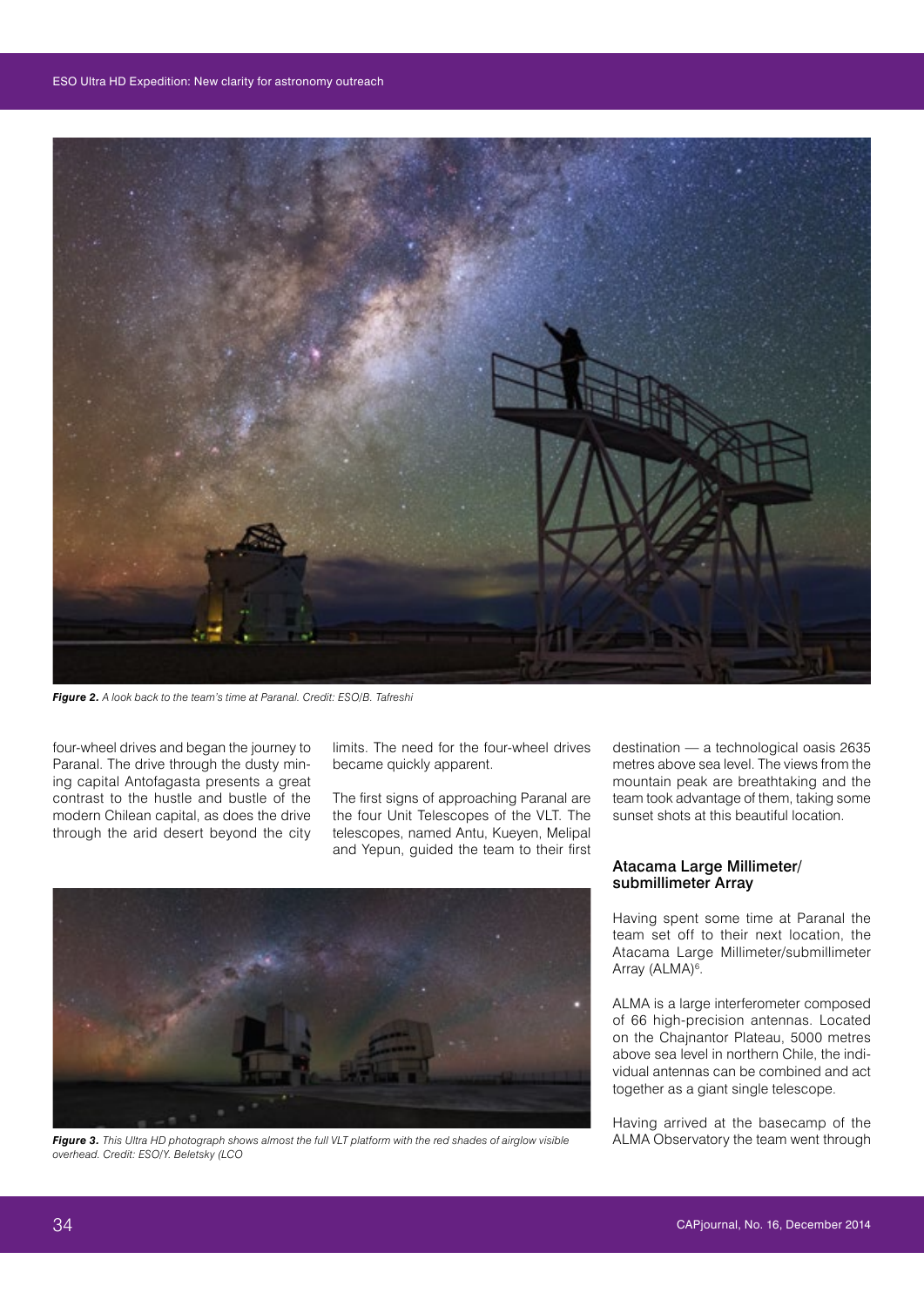*Figure 2. A look back to the team's time at Paranal. Credit: ESO/B. Tafreshi*

four-wheel drives and began the journey to Paranal. The drive through the dusty mining capital Antofagasta presents a great contrast to the hustle and bustle of the modern Chilean capital, as does the drive through the arid desert beyond the city limits. The need for the four-wheel drives became quickly apparent.

The first signs of approaching Paranal are the four Unit Telescopes of the VLT. The telescopes, named Antu, Kueyen, Melipal and Yepun, guided the team to their first destination — a technological oasis 2635 metres above sea level. The views from the mountain peak are breathtaking and the team took advantage of them, taking some sunset shots at this beautiful location.

*Figure 3. This Ultra HD photograph shows almost the full VLT platform with the red shades of airglow visible overhead. Credit: ESO/Y. Beletsky (LCO*

### Atacama Large Millimeter/ submillimeter Array

Having spent some time at Paranal the team set off to their next location, the Atacama Large Millimeter/submillimeter Array (ALMA)[6].

ALMA is a large interferometer composed of 66 high-precision antennas. Located on the Chajnantor Plateau, 5000 metres above sea level in northern Chile, the individual antennas can be combined and act together as a giant single telescope.

Having arrived at the basecamp of the ALMA Observatory the team went through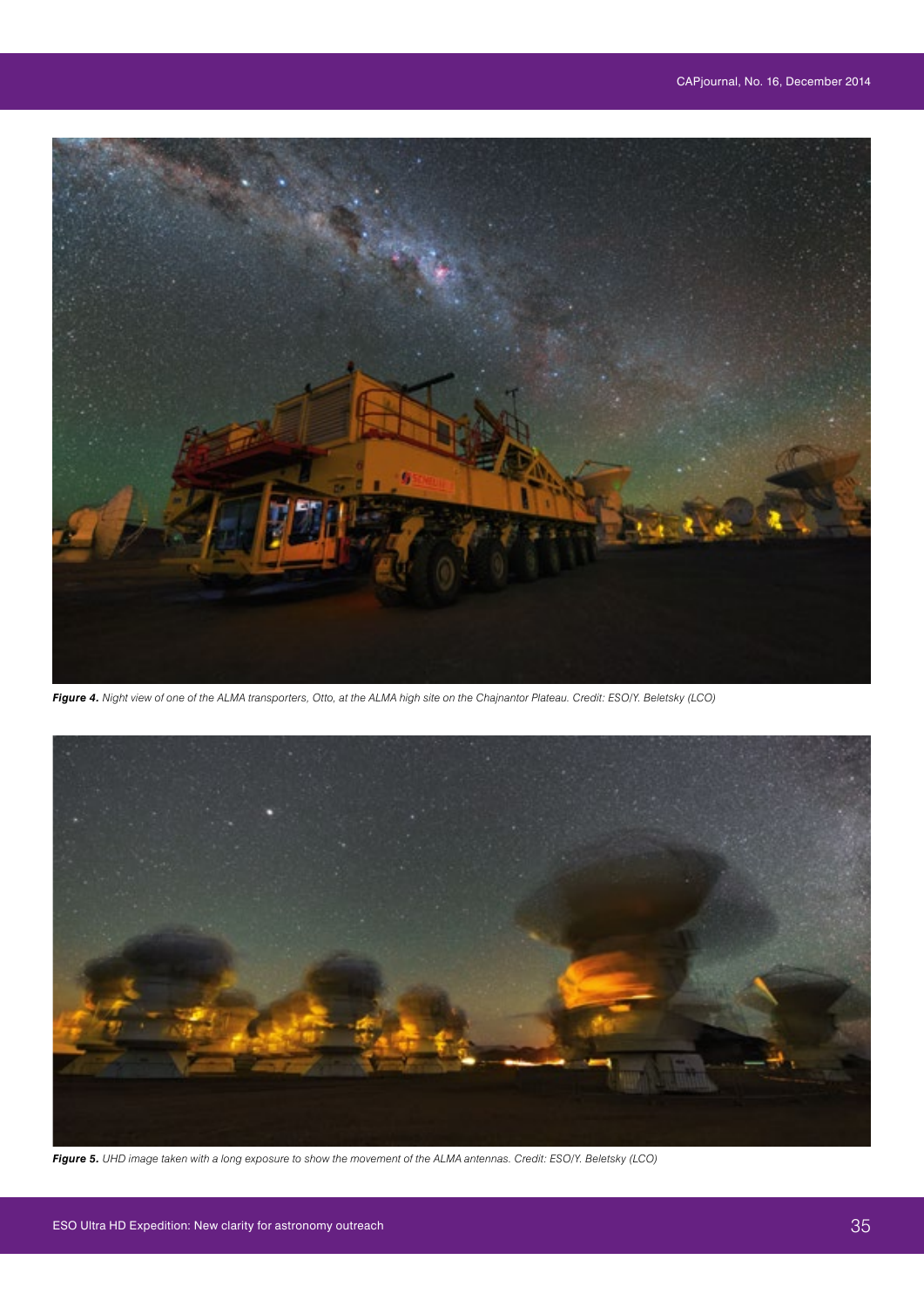***Figure 4.*** *Night view of one of the ALMA transporters, Otto, at the ALMA high site on the Chajnantor Plateau. Credit: ESO/Y. Beletsky (LCO)*

***Figure 5.*** *UHD image taken with a long exposure to show the movement of the ALMA antennas. Credit: ESO/Y. Beletsky (LCO)*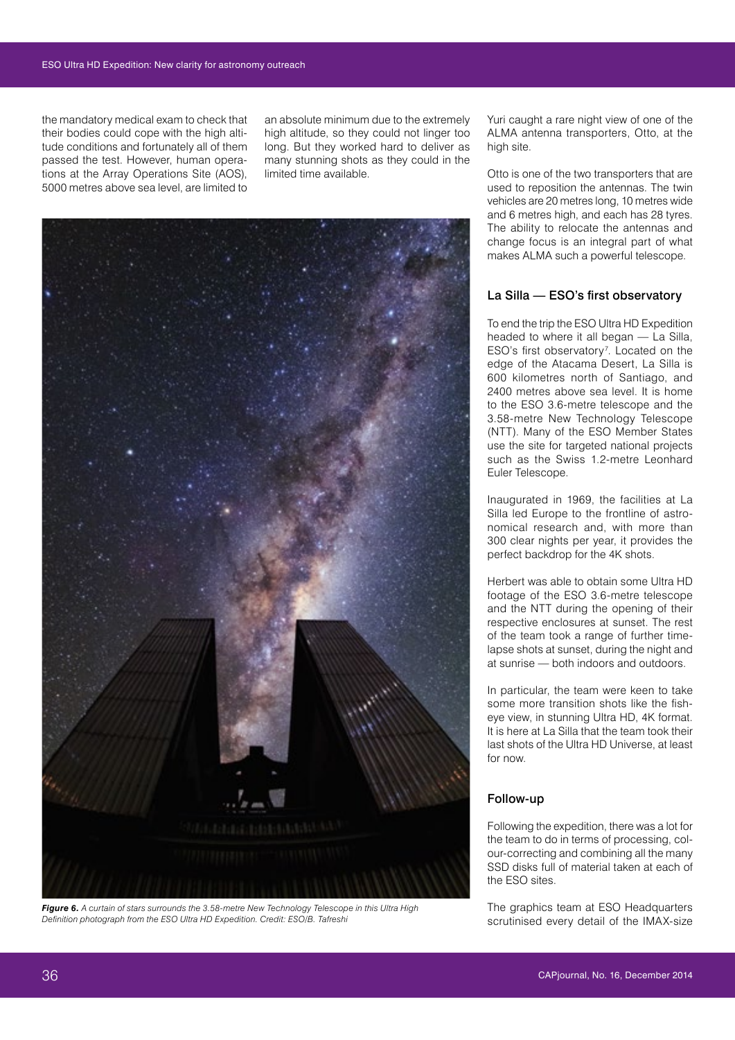the mandatory medical exam to check that their bodies could cope with the high altitude conditions and fortunately all of them passed the test. However, human operations at the Array Operations Site (AOS), 5000 metres above sea level, are limited to an absolute minimum due to the extremely high altitude, so they could not linger too long. But they worked hard to deliver as many stunning shots as they could in the limited time available.

*Figure 6. A curtain of stars surrounds the 3.58-metre New Technology Telescope in this Ultra High Definition photograph from the ESO Ultra HD Expedition. Credit: ESO/B. Tafreshi*

Yuri caught a rare night view of one of the ALMA antenna transporters, Otto, at the high site.

Otto is one of the two transporters that are used to reposition the antennas. The twin vehicles are 20 metres long, 10 metres wide and 6 metres high, and each has 28 tyres. The ability to relocate the antennas and change focus is an integral part of what makes ALMA such a powerful telescope.

## La Silla — ESO's first observatory

To end the trip the ESO Ultra HD Expedition headed to where it all began — La Silla, ESO's first observatory[7]. Located on the edge of the Atacama Desert, La Silla is 600 kilometres north of Santiago, and 2400 metres above sea level. It is home to the ESO 3.6-metre telescope and the 3.58-metre New Technology Telescope (NTT). Many of the ESO Member States use the site for targeted national projects such as the Swiss 1.2-metre Leonhard Euler Telescope.

Inaugurated in 1969, the facilities at La Silla led Europe to the frontline of astronomical research and, with more than 300 clear nights per year, it provides the perfect backdrop for the 4K shots.

Herbert was able to obtain some Ultra HD footage of the ESO 3.6-metre telescope and the NTT during the opening of their respective enclosures at sunset. The rest of the team took a range of further time-lapse shots at sunset, during the night and at sunrise — both indoors and outdoors.

In particular, the team were keen to take some more transition shots like the fish-eye view, in stunning Ultra HD, 4K format. It is here at La Silla that the team took their last shots of the Ultra HD Universe, at least for now.

## Follow-up

Following the expedition, there was a lot for the team to do in terms of processing, colour-correcting and combining all the many SSD disks full of material taken at each of the ESO sites.

The graphics team at ESO Headquarters scrutinised every detail of the IMAX-size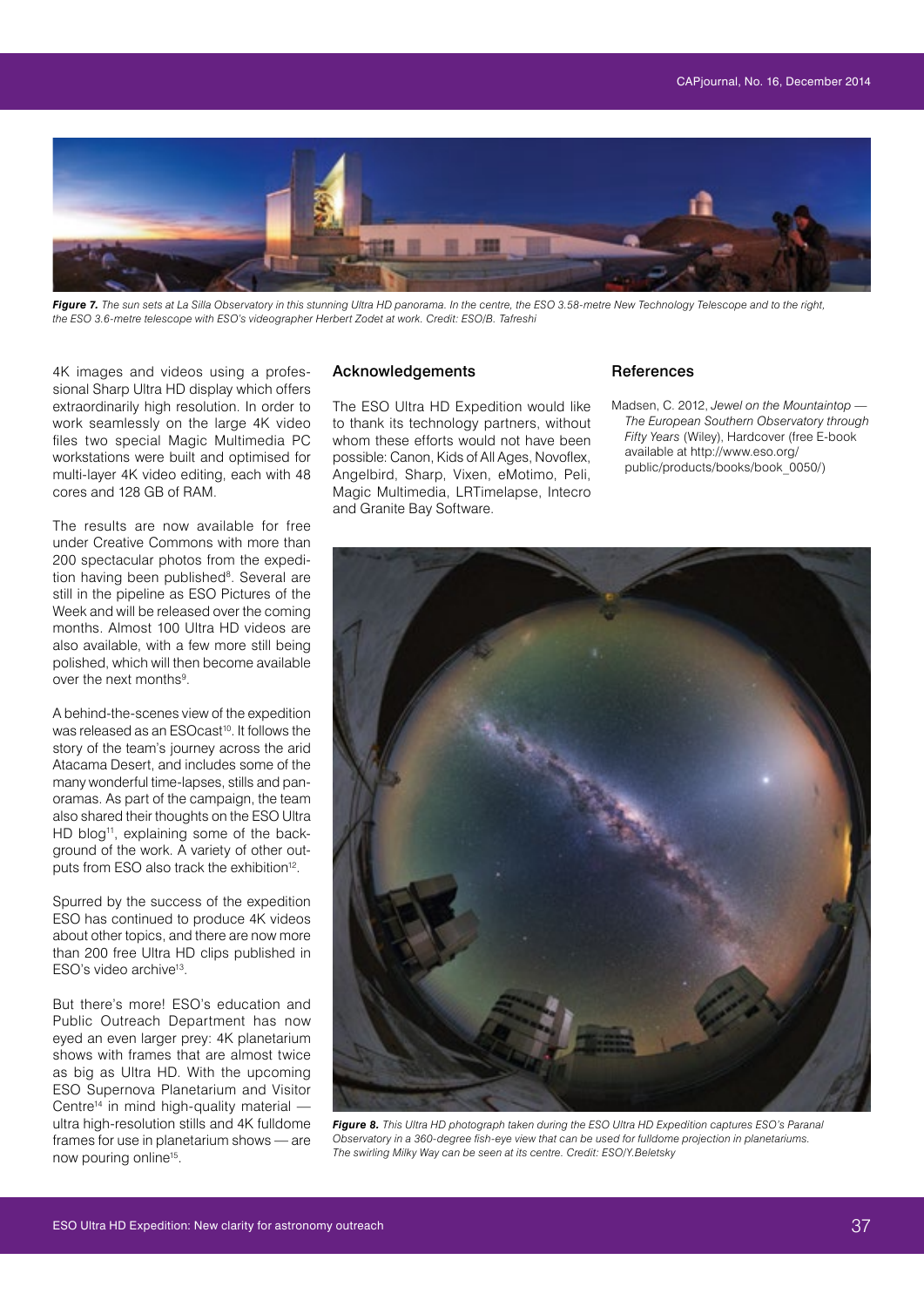*Figure 7. The sun sets at La Silla Observatory in this stunning Ultra HD panorama. In the centre, the ESO 3.58-metre New Technology Telescope and to the right, the ESO 3.6-metre telescope with ESO's videographer Herbert Zodet at work. Credit: ESO/B. Tafreshi*

4K images and videos using a professional Sharp Ultra HD display which offers extraordinarily high resolution. In order to work seamlessly on the large 4K video files two special Magic Multimedia PC workstations were built and optimised for multi-layer 4K video editing, each with 48 cores and 128 GB of RAM.

The results are now available for free under Creative Commons with more than 200 spectacular photos from the expedition having been published[8]. Several are still in the pipeline as ESO Pictures of the Week and will be released over the coming months. Almost 100 Ultra HD videos are also available, with a few more still being polished, which will then become available over the next months[9].

A behind-the-scenes view of the expedition was released as an ESOcast[10]. It follows the story of the team's journey across the arid Atacama Desert, and includes some of the many wonderful time-lapses, stills and panoramas. As part of the campaign, the team also shared their thoughts on the ESO Ultra HD blog[11], explaining some of the background of the work. A variety of other outputs from ESO also track the exhibition[12].

Spurred by the success of the expedition ESO has continued to produce 4K videos about other topics, and there are now more than 200 free Ultra HD clips published in ESO's video archive[13].

But there's more! ESO's education and Public Outreach Department has now eyed an even larger prey: 4K planetarium shows with frames that are almost twice as big as Ultra HD. With the upcoming ESO Supernova Planetarium and Visitor Centre[14] in mind high-quality material — ultra high-resolution stills and 4K fulldome frames for use in planetarium shows — are now pouring online[15].

## Acknowledgements

The ESO Ultra HD Expedition would like to thank its technology partners, without whom these efforts would not have been possible: Canon, Kids of All Ages, Novoflex, Angelbird, Sharp, Vixen, eMotimo, Peli, Magic Multimedia, LRTimelapse, Intecro and Granite Bay Software.

## References

Madsen, C. 2012, *Jewel on the Mountaintop — The European Southern Observatory through Fifty Years* (Wiley), Hardcover (free E-book available at http://www.eso.org/public/products/books/book_0050/)

*Figure 8. This Ultra HD photograph taken during the ESO Ultra HD Expedition captures ESO's Paranal Observatory in a 360-degree fish-eye view that can be used for fulldome projection in planetariums. The swirling Milky Way can be seen at its centre. Credit: ESO/Y.Beletsky*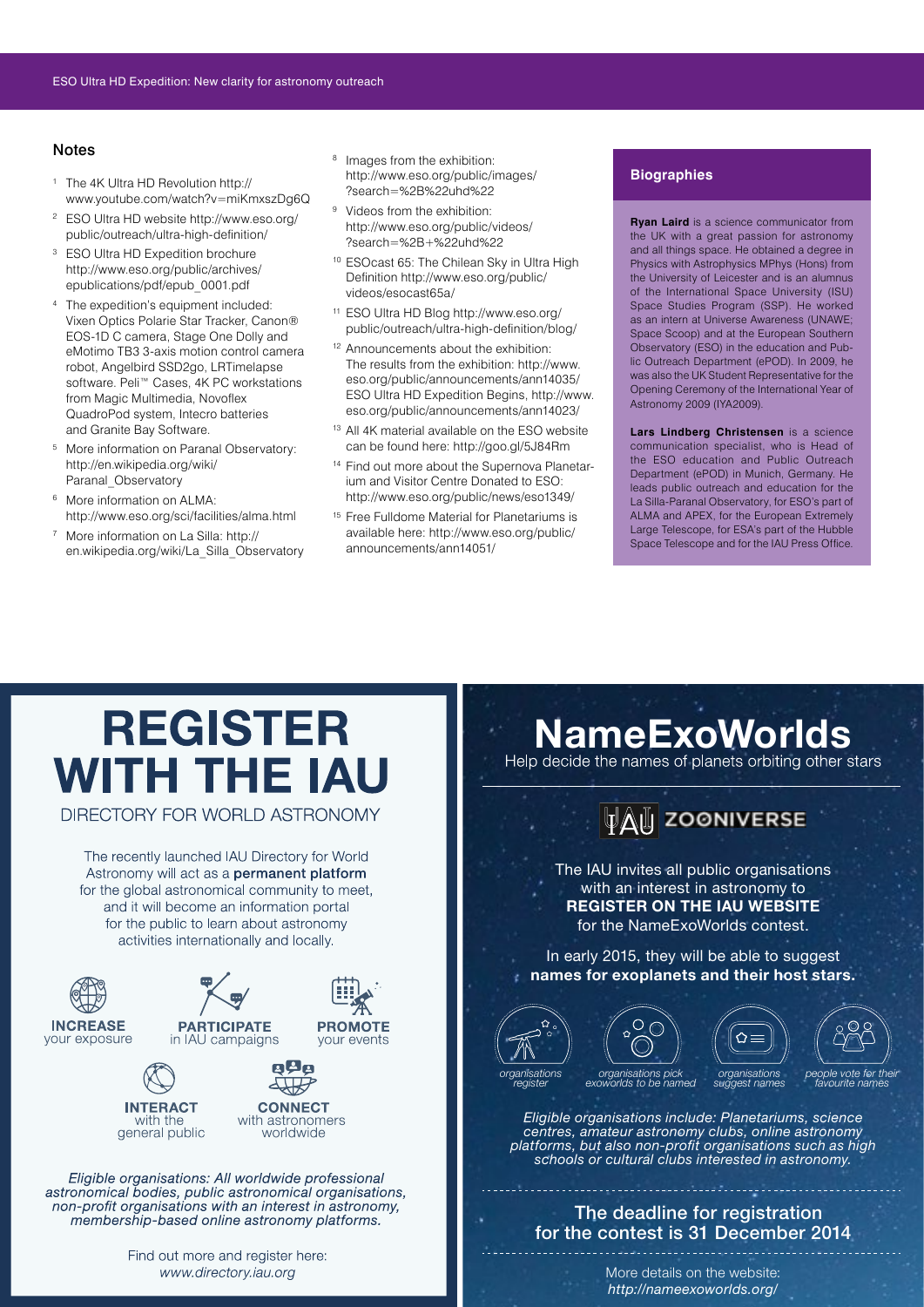## Notes

1. The 4K Ultra HD Revolution http://www.youtube.com/watch?v=miKmxszDg6Q
2. ESO Ultra HD website http://www.eso.org/public/outreach/ultra-high-definition/
3. ESO Ultra HD Expedition brochure http://www.eso.org/public/archives/epublications/pdf/epub_0001.pdf
4. The expedition's equipment included: Vixen Optics Polarie Star Tracker, Canon® EOS-1D C camera, Stage One Dolly and eMotimo TB3 3-axis motion control camera robot, Angelbird SSD2go, LRTimelapse software. Peli™ Cases, 4K PC workstations from Magic Multimedia, Novoflex QuadroPod system, Intecro batteries and Granite Bay Software.
5. More information on Paranal Observatory: http://en.wikipedia.org/wiki/Paranal_Observatory
6. More information on ALMA: http://www.eso.org/sci/facilities/alma.html
7. More information on La Silla: http://en.wikipedia.org/wiki/La_Silla_Observatory
8. Images from the exhibition: http://www.eso.org/public/images/?search=%2B%22uhd%22
9. Videos from the exhibition: http://www.eso.org/public/videos/?search=%2B+%22uhd%22
10. ESOcast 65: The Chilean Sky in Ultra High Definition http://www.eso.org/public/videos/esocast65a/
11. ESO Ultra HD Blog http://www.eso.org/public/outreach/ultra-high-definition/blog/
12. Announcements about the exhibition: The results from the exhibition: http://www.eso.org/public/announcements/ann14035/ ESO Ultra HD Expedition Begins, http://www.eso.org/public/announcements/ann14023/
13. All 4K material available on the ESO website can be found here: http://goo.gl/5J84Rm
14. Find out more about the Supernova Planetarium and Visitor Centre Donated to ESO: http://www.eso.org/public/news/eso1349/
15. Free Fulldome Material for Planetariums is available here: http://www.eso.org/public/announcements/ann14051/

## Biographies

**Ryan Laird** is a science communicator from the UK with a great passion for astronomy and all things space. He obtained a degree in Physics with Astrophysics MPhys (Hons) from the University of Leicester and is an alumnus of the International Space University (ISU) Space Studies Program (SSP). He worked as an intern at Universe Awareness (UNAWE; Space Scoop) and at the European Southern Observatory (ESO) in the education and Public Outreach Department (ePOD). In 2009, he was also the UK Student Representative for the Opening Ceremony of the International Year of Astronomy 2009 (IYA2009).

**Lars Lindberg Christensen** is a science communication specialist, who is Head of the ESO education and Public Outreach Department (ePOD) in Munich, Germany. He leads public outreach and education for the La Silla-Paranal Observatory, for ESO's part of ALMA and APEX, for the European Extremely Large Telescope, for ESA's part of the Hubble Space Telescope and for the IAU Press Office.

# REGISTER WITH THE IAU

DIRECTORY FOR WORLD ASTRONOMY

The recently launched IAU Directory for World Astronomy will act as a **permanent platform** for the global astronomical community to meet, and it will become an information portal for the public to learn about astronomy activities internationally and locally.

**INCREASE** your exposure

**PARTICIPATE** in IAU campaigns

**PROMOTE** your events

**INTERACT** with the general public

**CONNECT** with astronomers worldwide

*Eligible organisations: All worldwide professional astronomical bodies, public astronomical organisations, non-profit organisations with an interest in astronomy, membership-based online astronomy platforms.*

Find out more and register here:
*www.directory.iau.org*

# NameExoWorlds

Help decide the names of planets orbiting other stars

IAU ZOONIVERSE

The IAU invites all public organisations with an interest in astronomy to **REGISTER ON THE IAU WEBSITE** for the NameExoWorlds contest.

In early 2015, they will be able to suggest **names for exoplanets and their host stars.**

*organisations register*

*organisations pick exoworlds to be named*

*organisations suggest names*

*people vote for their favourite names*

*Eligible organisations include: Planetariums, science centres, amateur astronomy clubs, online astronomy platforms, but also non-profit organisations such as high schools or cultural clubs interested in astronomy.*

The deadline for registration for the contest is 31 December 2014

More details on the website:
*http://nameexoworlds.org/*